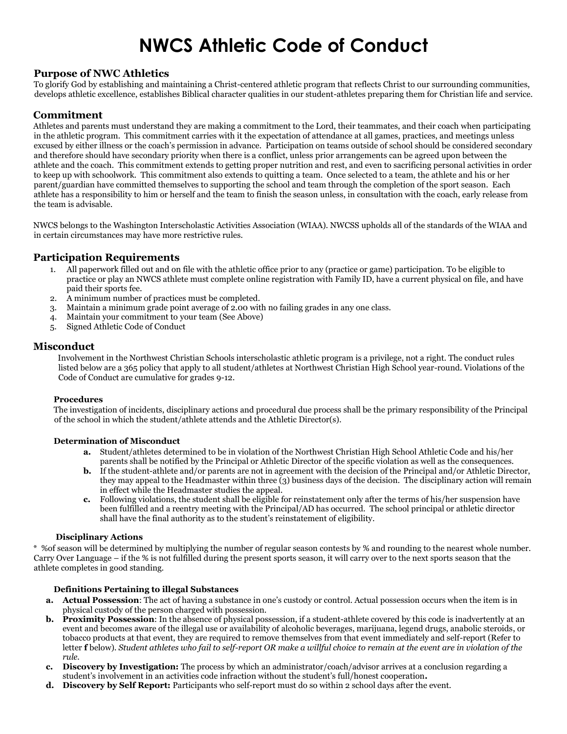# NWCS Athletic Code of Conduct

## Purpose of NWC Athletics

To glorify God by establishing and maintaining a Christ-centered athletic program that reflects Christ to our surrounding communities, develops athletic excellence, establishes Biblical character qualities in our student-athletes preparing them for Christian life and service.

## Commitment

Athletes and parents must understand they are making a commitment to the Lord, their teammates, and their coach when participating in the athletic program. This commitment carries with it the expectation of attendance at all games, practices, and meetings unless excused by either illness or the coach's permission in advance. Participation on teams outside of school should be considered secondary and therefore should have secondary priority when there is a conflict, unless prior arrangements can be agreed upon between the athlete and the coach. This commitment extends to getting proper nutrition and rest, and even to sacrificing personal activities in order to keep up with schoolwork. This commitment also extends to quitting a team. Once selected to a team, the athlete and his or her parent/guardian have committed themselves to supporting the school and team through the completion of the sport season. Each athlete has a responsibility to him or herself and the team to finish the season unless, in consultation with the coach, early release from the team is advisable.

NWCS belongs to the Washington Interscholastic Activities Association (WIAA). NWCSS upholds all of the standards of the WIAA and in certain circumstances may have more restrictive rules.

## Participation Requirements

1. All paperwork filled out and on file with the athletic office prior to any (practice or game) participation. To be eligible to practice or play an NWCS athlete must complete online registration with Family ID, have a current physical on file, and have paid their sports fee.
2. A minimum number of practices must be completed.
3. Maintain a minimum grade point average of 2.00 with no failing grades in any one class.
4. Maintain your commitment to your team (See Above)
5. Signed Athletic Code of Conduct

## Misconduct

Involvement in the Northwest Christian Schools interscholastic athletic program is a privilege, not a right. The conduct rules listed below are a 365 policy that apply to all student/athletes at Northwest Christian High School year-round. Violations of the Code of Conduct are cumulative for grades 9-12.

### Procedures

The investigation of incidents, disciplinary actions and procedural due process shall be the primary responsibility of the Principal of the school in which the student/athlete attends and the Athletic Director(s).

### Determination of Misconduct

- **a.** Student/athletes determined to be in violation of the Northwest Christian High School Athletic Code and his/her parents shall be notified by the Principal or Athletic Director of the specific violation as well as the consequences.
- **b.** If the student-athlete and/or parents are not in agreement with the decision of the Principal and/or Athletic Director, they may appeal to the Headmaster within three (3) business days of the decision. The disciplinary action will remain in effect while the Headmaster studies the appeal.
- **c.** Following violations, the student shall be eligible for reinstatement only after the terms of his/her suspension have been fulfilled and a reentry meeting with the Principal/AD has occurred. The school principal or athletic director shall have the final authority as to the student's reinstatement of eligibility.

### Disciplinary Actions

\* %of season will be determined by multiplying the number of regular season contests by % and rounding to the nearest whole number. Carry Over Language – if the % is not fulfilled during the present sports season, it will carry over to the next sports season that the athlete completes in good standing.

### Definitions Pertaining to illegal Substances

- **a. Actual Possession**: The act of having a substance in one's custody or control. Actual possession occurs when the item is in physical custody of the person charged with possession.
- **b. Proximity Possession**: In the absence of physical possession, if a student-athlete covered by this code is inadvertently at an event and becomes aware of the illegal use or availability of alcoholic beverages, marijuana, legend drugs, anabolic steroids, or tobacco products at that event, they are required to remove themselves from that event immediately and self-report (Refer to letter **f** below). *Student athletes who fail to self-report OR make a willful choice to remain at the event are in violation of the rule.*
- **c. Discovery by Investigation:** The process by which an administrator/coach/advisor arrives at a conclusion regarding a student's involvement in an activities code infraction without the student's full/honest cooperation**.**
- **d. Discovery by Self Report:** Participants who self-report must do so within 2 school days after the event.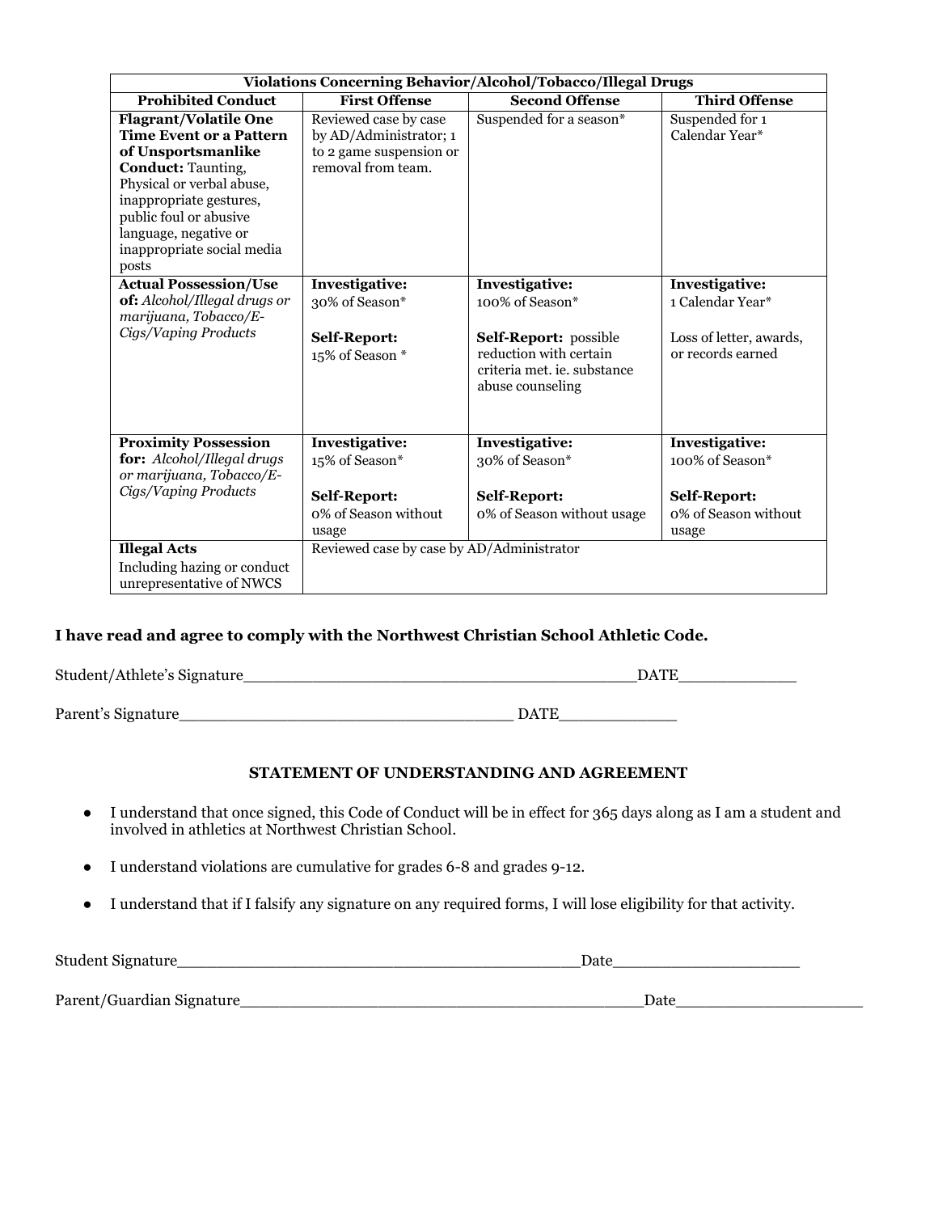| Violations Concerning Behavior/Alcohol/Tobacco/Illegal Drugs | | | |
|---|---|---|---|
| **Prohibited Conduct** | **First Offense** | **Second Offense** | **Third Offense** |
| **Flagrant/Volatile One Time Event or a Pattern of Unsportsmanlike Conduct:** Taunting, Physical or verbal abuse, inappropriate gestures, public foul or abusive language, negative or inappropriate social media posts | Reviewed case by case by AD/Administrator; 1 to 2 game suspension or removal from team. | Suspended for a season* | Suspended for 1 Calendar Year* |
| **Actual Possession/Use of:** *Alcohol/Illegal drugs or marijuana, Tobacco/E-Cigs/Vaping Products* | **Investigative:** 30% of Season*<br><br>**Self-Report:** 15% of Season * | **Investigative:** 100% of Season*<br><br>**Self-Report:** possible reduction with certain criteria met. ie. substance abuse counseling | **Investigative:** 1 Calendar Year*<br><br>Loss of letter, awards, or records earned |
| **Proximity Possession for:** *Alcohol/Illegal drugs or marijuana, Tobacco/E-Cigs/Vaping Products* | **Investigative:** 15% of Season*<br><br>**Self-Report:** 0% of Season without usage | **Investigative:** 30% of Season*<br><br>**Self-Report:** 0% of Season without usage | **Investigative:** 100% of Season*<br><br>**Self-Report:** 0% of Season without usage |
| **Illegal Acts** Including hazing or conduct unrepresentative of NWCS | Reviewed case by case by AD/Administrator | | |

**I have read and agree to comply with the Northwest Christian School Athletic Code.**

Student/Athlete's Signature_________________________________________DATE_____________

Parent's Signature____________________________________ DATE_____________

### STATEMENT OF UNDERSTANDING AND AGREEMENT

- I understand that once signed, this Code of Conduct will be in effect for 365 days along as I am a student and involved in athletics at Northwest Christian School.
- I understand violations are cumulative for grades 6-8 and grades 9-12.
- I understand that if I falsify any signature on any required forms, I will lose eligibility for that activity.

Student Signature___________________________________________Date____________________

Parent/Guardian Signature___________________________________________Date____________________